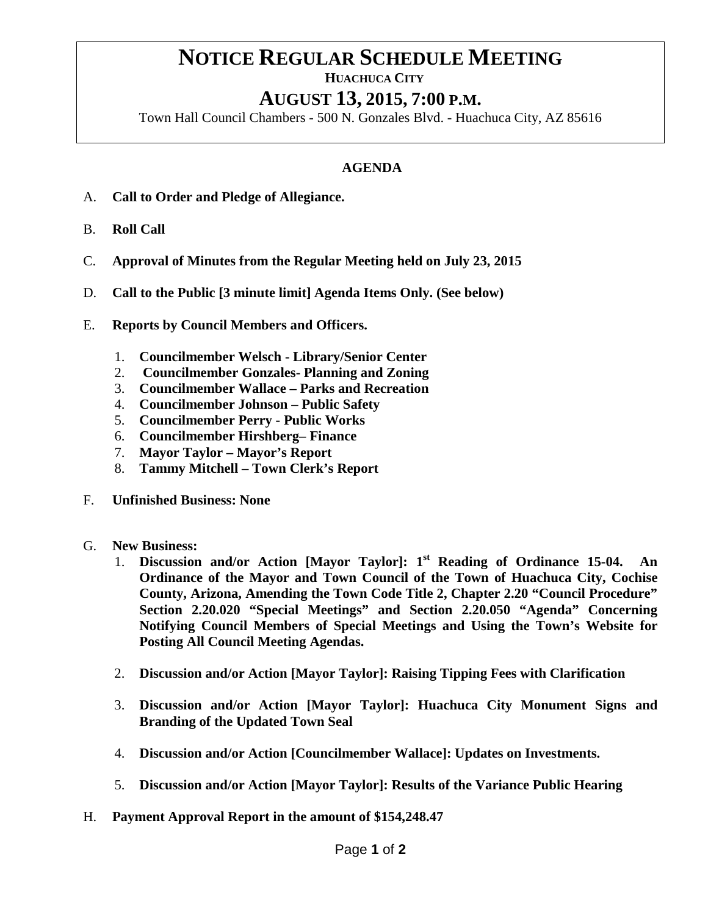# NOTICE REGULAR SCHEDULE MEETING

**HUACHUCA CITY**

## AUGUST 13, 2015, 7:00 P.M.

Town Hall Council Chambers - 500 N. Gonzales Blvd. - Huachuca City, AZ 85616

**AGENDA**

A. **Call to Order and Pledge of Allegiance.**

B. **Roll Call**

C. **Approval of Minutes from the Regular Meeting held on July 23, 2015**

D. **Call to the Public [3 minute limit] Agenda Items Only. (See below)**

E. **Reports by Council Members and Officers.**

1. **Councilmember Welsch - Library/Senior Center**
2. **Councilmember Gonzales- Planning and Zoning**
3. **Councilmember Wallace – Parks and Recreation**
4. **Councilmember Johnson – Public Safety**
5. **Councilmember Perry - Public Works**
6. **Councilmember Hirshberg– Finance**
7. **Mayor Taylor – Mayor's Report**
8. **Tammy Mitchell – Town Clerk's Report**

F. **Unfinished Business: None**

G. **New Business:**

1. **Discussion and/or Action [Mayor Taylor]: 1st Reading of Ordinance 15-04. An Ordinance of the Mayor and Town Council of the Town of Huachuca City, Cochise County, Arizona, Amending the Town Code Title 2, Chapter 2.20 "Council Procedure" Section 2.20.020 "Special Meetings" and Section 2.20.050 "Agenda" Concerning Notifying Council Members of Special Meetings and Using the Town's Website for Posting All Council Meeting Agendas.**

2. **Discussion and/or Action [Mayor Taylor]: Raising Tipping Fees with Clarification**

3. **Discussion and/or Action [Mayor Taylor]: Huachuca City Monument Signs and Branding of the Updated Town Seal**

4. **Discussion and/or Action [Councilmember Wallace]: Updates on Investments.**

5. **Discussion and/or Action [Mayor Taylor]: Results of the Variance Public Hearing**

H. **Payment Approval Report in the amount of $154,248.47**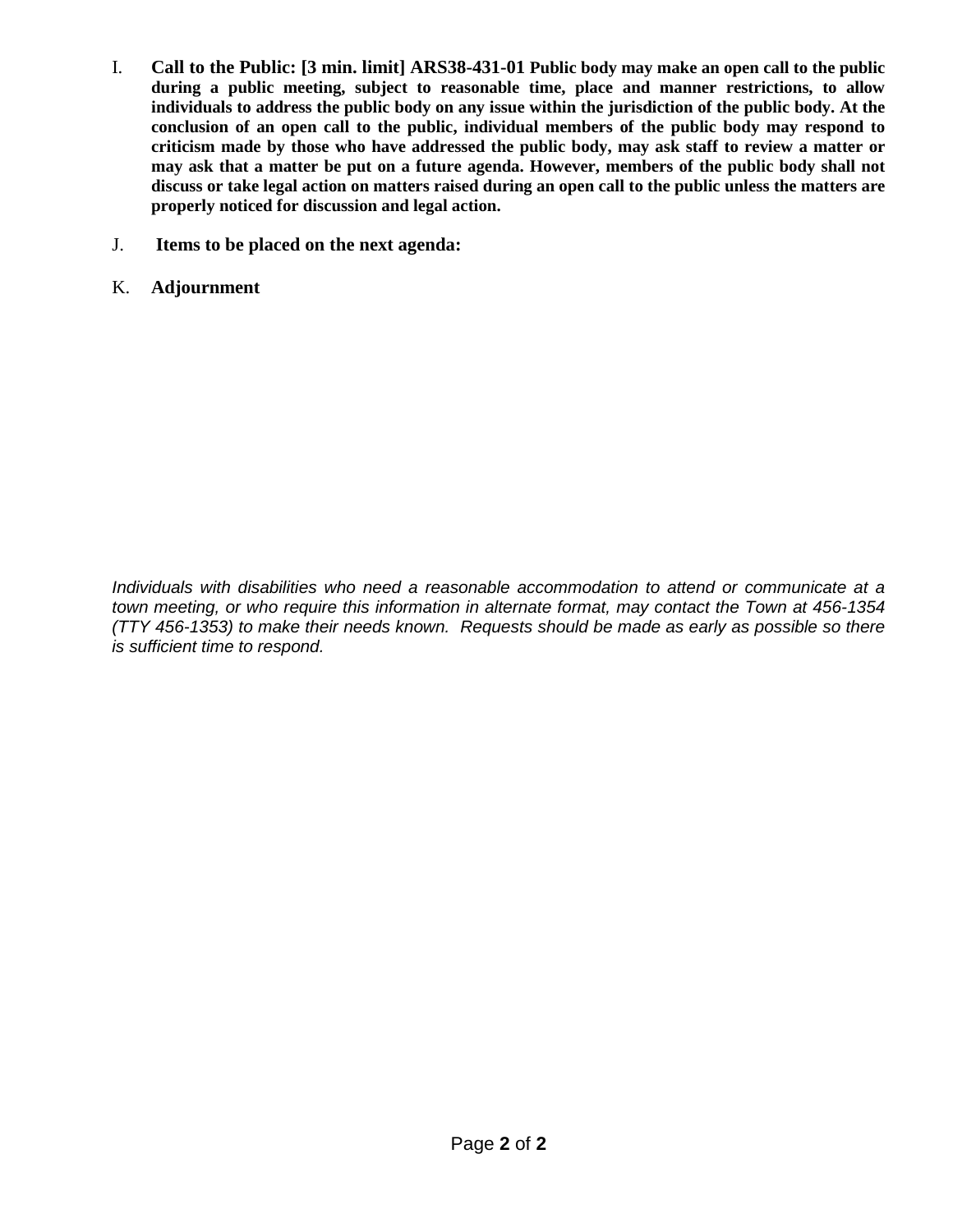I. **Call to the Public: [3 min. limit] ARS38-431-01 Public body may make an open call to the public during a public meeting, subject to reasonable time, place and manner restrictions, to allow individuals to address the public body on any issue within the jurisdiction of the public body. At the conclusion of an open call to the public, individual members of the public body may respond to criticism made by those who have addressed the public body, may ask staff to review a matter or may ask that a matter be put on a future agenda. However, members of the public body shall not discuss or take legal action on matters raised during an open call to the public unless the matters are properly noticed for discussion and legal action.**

J. **Items to be placed on the next agenda:**

K. **Adjournment**

*Individuals with disabilities who need a reasonable accommodation to attend or communicate at a town meeting, or who require this information in alternate format, may contact the Town at 456-1354 (TTY 456-1353) to make their needs known. Requests should be made as early as possible so there is sufficient time to respond.*